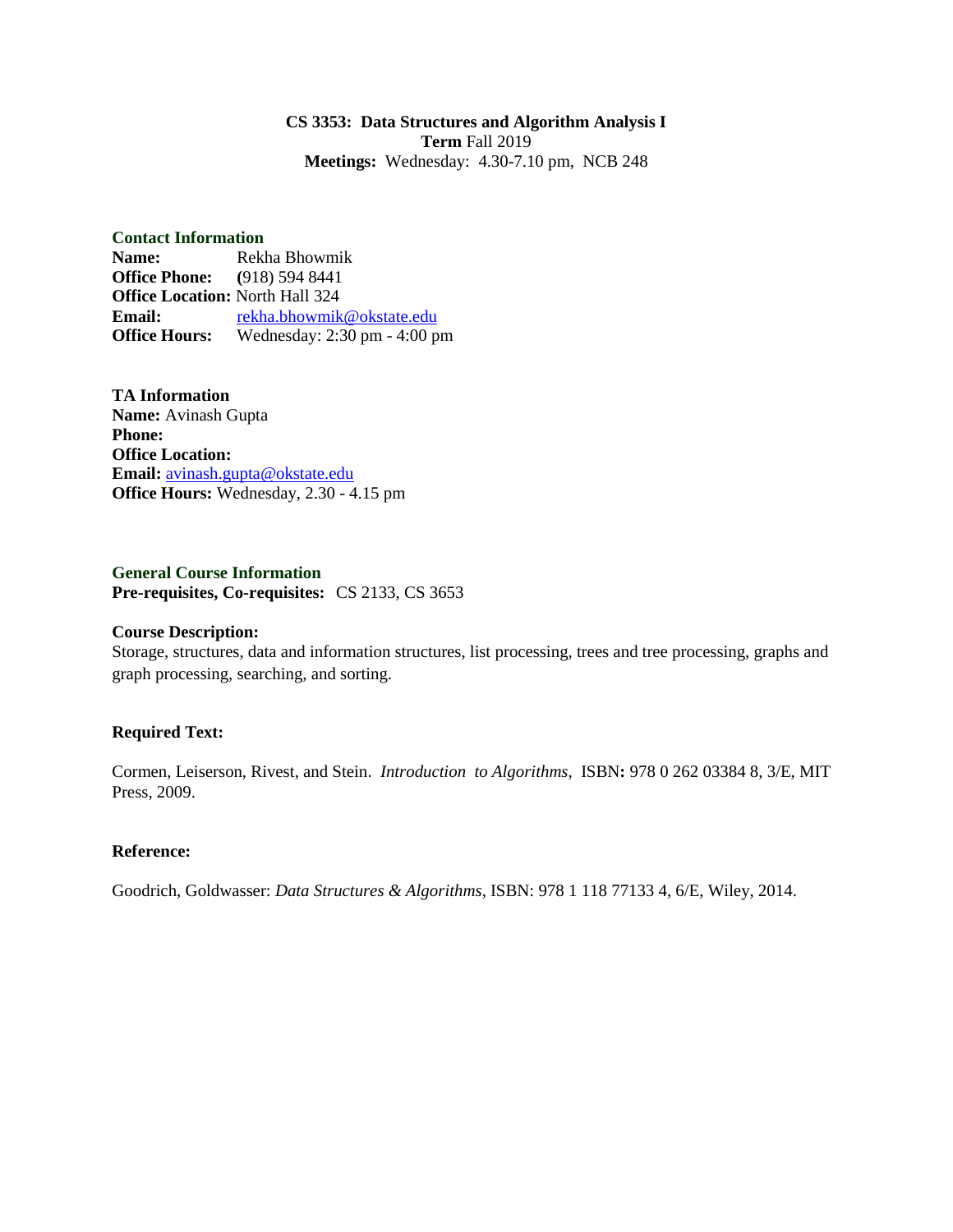**CS 3353: Data Structures and Algorithm Analysis I**
**Term** Fall 2019
**Meetings:** Wednesday: 4.30-7.10 pm, NCB 248

## Contact Information

**Name:** Rekha Bhowmik
**Office Phone:** **(**918) 594 8441
**Office Location:** North Hall 324
**Email:** rekha.bhowmik@okstate.edu
**Office Hours:** Wednesday: 2:30 pm - 4:00 pm

**TA Information**
**Name:** Avinash Gupta
**Phone:**
**Office Location:**
**Email:** avinash.gupta@okstate.edu
**Office Hours:** Wednesday, 2.30 - 4.15 pm

## General Course Information

**Pre-requisites, Co-requisites:** CS 2133, CS 3653

**Course Description:**
Storage, structures, data and information structures, list processing, trees and tree processing, graphs and graph processing, searching, and sorting.

**Required Text:**

Cormen, Leiserson, Rivest, and Stein. *Introduction to Algorithms*, ISBN**:** 978 0 262 03384 8, 3/E, MIT Press, 2009.

**Reference:**

Goodrich, Goldwasser: *Data Structures & Algorithms*, ISBN: 978 1 118 77133 4, 6/E, Wiley, 2014.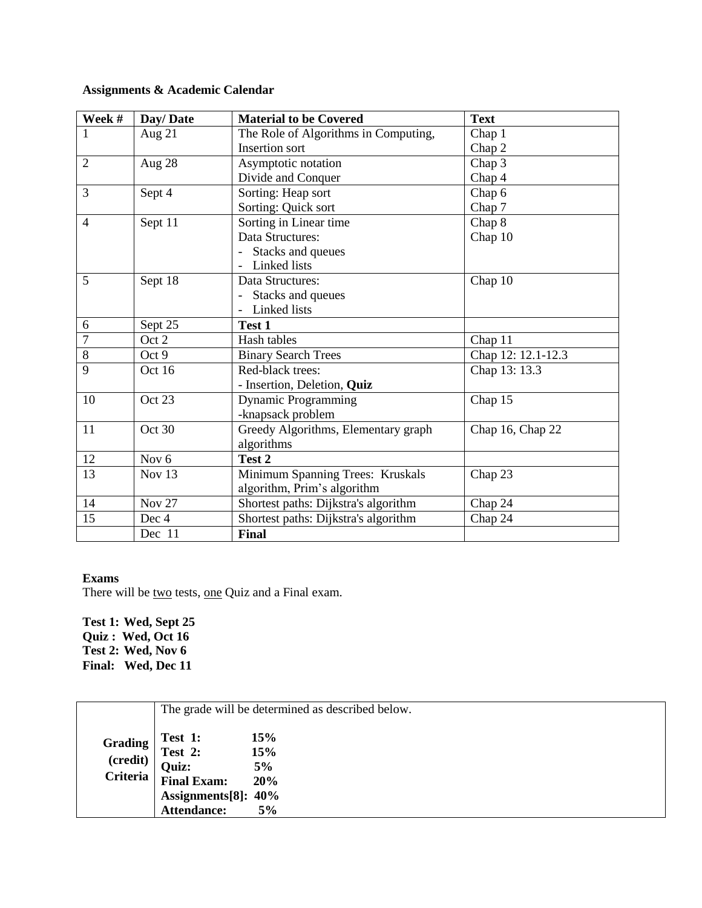**Assignments & Academic Calendar**

| Week # | Day/ Date | Material to be Covered | Text |
|---|---|---|---|
| 1 | Aug 21 | The Role of Algorithms in Computing,<br>Insertion sort | Chap 1<br>Chap 2 |
| 2 | Aug 28 | Asymptotic notation<br>Divide and Conquer | Chap 3<br>Chap 4 |
| 3 | Sept 4 | Sorting: Heap sort<br>Sorting: Quick sort | Chap 6<br>Chap 7 |
| 4 | Sept 11 | Sorting in Linear time<br>Data Structures:<br>- Stacks and queues<br>- Linked lists | Chap 8<br>Chap 10 |
| 5 | Sept 18 | Data Structures:<br>- Stacks and queues<br>- Linked lists | Chap 10 |
| 6 | Sept 25 | **Test 1** | |
| 7 | Oct 2 | Hash tables | Chap 11 |
| 8 | Oct 9 | Binary Search Trees | Chap 12: 12.1-12.3 |
| 9 | Oct 16 | Red-black trees:<br>- Insertion, Deletion, **Quiz** | Chap 13: 13.3 |
| 10 | Oct 23 | Dynamic Programming<br>-knapsack problem | Chap 15 |
| 11 | Oct 30 | Greedy Algorithms, Elementary graph algorithms | Chap 16, Chap 22 |
| 12 | Nov 6 | **Test 2** | |
| 13 | Nov 13 | Minimum Spanning Trees: Kruskals algorithm, Prim's algorithm | Chap 23 |
| 14 | Nov 27 | Shortest paths: Dijkstra's algorithm | Chap 24 |
| 15 | Dec 4 | Shortest paths: Dijkstra's algorithm | Chap 24 |
| | Dec 11 | **Final** | |

**Exams**

There will be two tests, one Quiz and a Final exam.

**Test 1: Wed, Sept 25**
**Quiz : Wed, Oct 16**
**Test 2: Wed, Nov 6**
**Final: Wed, Dec 11**

| | |
|---|---|
| **Grading (credit) Criteria** | The grade will be determined as described below.<br><br>**Test 1: 15%**<br>**Test 2: 15%**<br>**Quiz: 5%**<br>**Final Exam: 20%**<br>**Assignments[8]: 40%**<br>**Attendance: 5%** |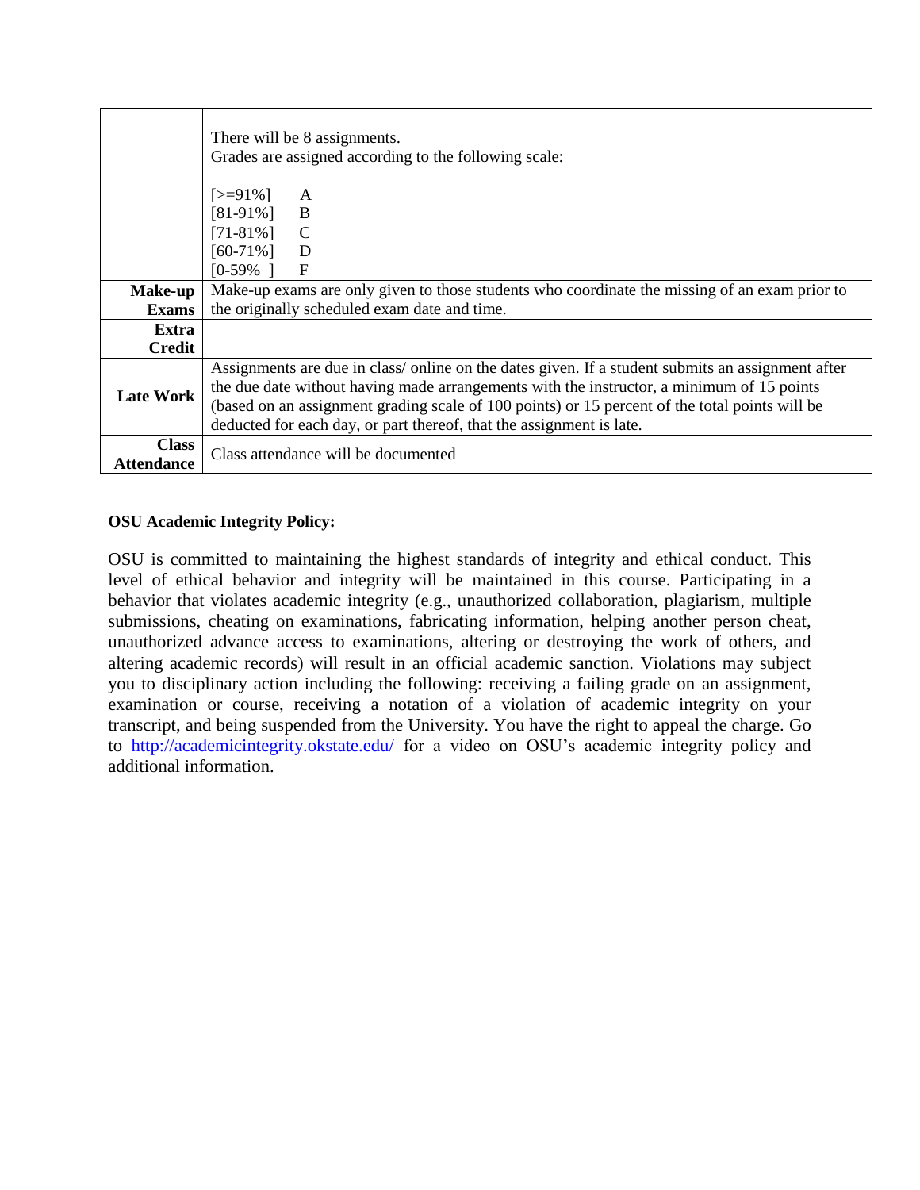| | |
|---|---|
| | There will be 8 assignments.<br>Grades are assigned according to the following scale:<br><br>[>=91%] A<br>[81-91%] B<br>[71-81%] C<br>[60-71%] D<br>[0-59% ] F |
| **Make-up Exams** | Make-up exams are only given to those students who coordinate the missing of an exam prior to the originally scheduled exam date and time. |
| **Extra Credit** | |
| **Late Work** | Assignments are due in class/ online on the dates given. If a student submits an assignment after the due date without having made arrangements with the instructor, a minimum of 15 points (based on an assignment grading scale of 100 points) or 15 percent of the total points will be deducted for each day, or part thereof, that the assignment is late. |
| **Class Attendance** | Class attendance will be documented |

**OSU Academic Integrity Policy:**

OSU is committed to maintaining the highest standards of integrity and ethical conduct. This level of ethical behavior and integrity will be maintained in this course. Participating in a behavior that violates academic integrity (e.g., unauthorized collaboration, plagiarism, multiple submissions, cheating on examinations, fabricating information, helping another person cheat, unauthorized advance access to examinations, altering or destroying the work of others, and altering academic records) will result in an official academic sanction. Violations may subject you to disciplinary action including the following: receiving a failing grade on an assignment, examination or course, receiving a notation of a violation of academic integrity on your transcript, and being suspended from the University. You have the right to appeal the charge. Go to http://academicintegrity.okstate.edu/ for a video on OSU's academic integrity policy and additional information.